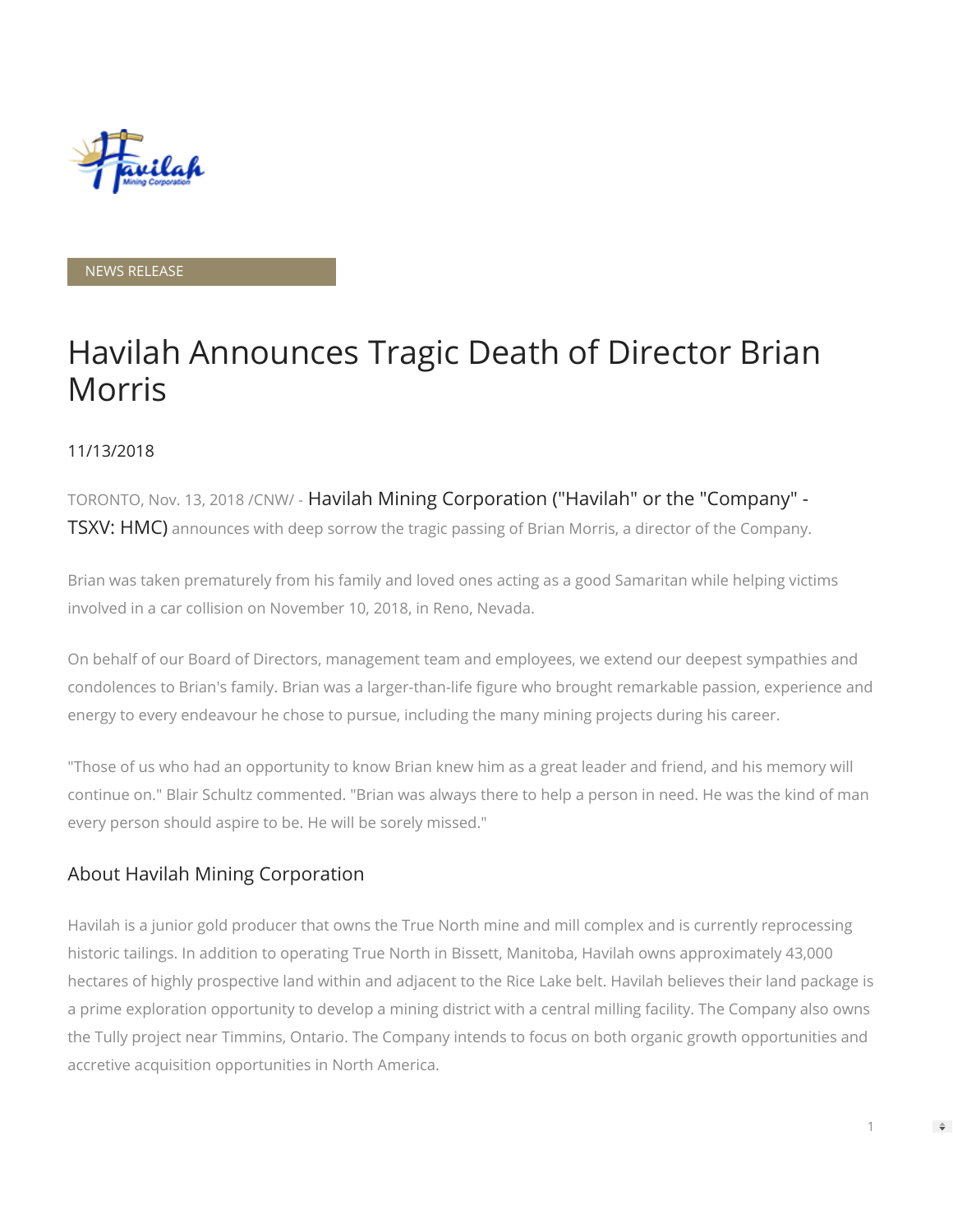NEWS RELEASE

# Havilah Announces Tragic Death of Director Brian Morris

11/13/2018

TORONTO, Nov. 13, 2018 /CNW/ - Havilah Mining Corporation ("Havilah" or the "Company" - TSXV: HMC) announces with deep sorrow the tragic passing of Brian Morris, a director of the Company.

Brian was taken prematurely from his family and loved ones acting as a good Samaritan while helping victims involved in a car collision on November 10, 2018, in Reno, Nevada.

On behalf of our Board of Directors, management team and employees, we extend our deepest sympathies and condolences to Brian's family. Brian was a larger-than-life figure who brought remarkable passion, experience and energy to every endeavour he chose to pursue, including the many mining projects during his career.

"Those of us who had an opportunity to know Brian knew him as a great leader and friend, and his memory will continue on." Blair Schultz commented. "Brian was always there to help a person in need. He was the kind of man every person should aspire to be. He will be sorely missed."

## About Havilah Mining Corporation

Havilah is a junior gold producer that owns the True North mine and mill complex and is currently reprocessing historic tailings. In addition to operating True North in Bissett, Manitoba, Havilah owns approximately 43,000 hectares of highly prospective land within and adjacent to the Rice Lake belt. Havilah believes their land package is a prime exploration opportunity to develop a mining district with a central milling facility. The Company also owns the Tully project near Timmins, Ontario. The Company intends to focus on both organic growth opportunities and accretive acquisition opportunities in North America.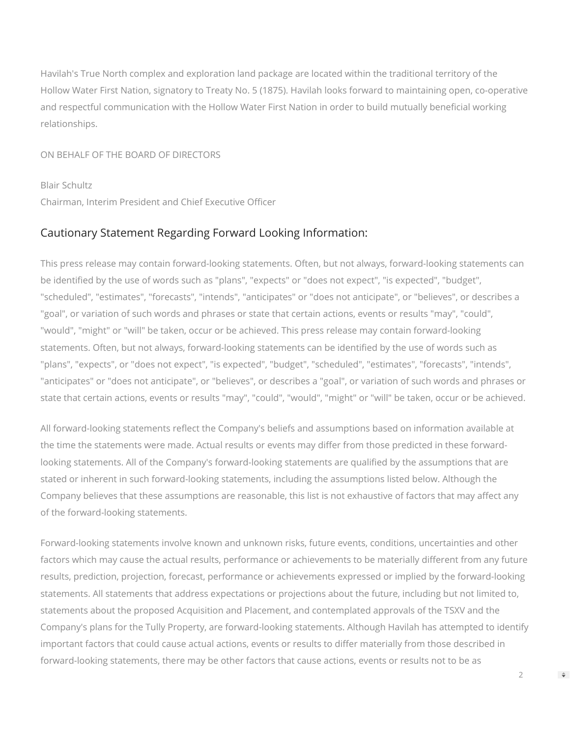Havilah's True North complex and exploration land package are located within the traditional territory of the Hollow Water First Nation, signatory to Treaty No. 5 (1875). Havilah looks forward to maintaining open, co-operative and respectful communication with the Hollow Water First Nation in order to build mutually beneficial working relationships.

ON BEHALF OF THE BOARD OF DIRECTORS

Blair Schultz
Chairman, Interim President and Chief Executive Officer

## Cautionary Statement Regarding Forward Looking Information:

This press release may contain forward-looking statements. Often, but not always, forward-looking statements can be identified by the use of words such as "plans", "expects" or "does not expect", "is expected", "budget", "scheduled", "estimates", "forecasts", "intends", "anticipates" or "does not anticipate", or "believes", or describes a "goal", or variation of such words and phrases or state that certain actions, events or results "may", "could", "would", "might" or "will" be taken, occur or be achieved. This press release may contain forward-looking statements. Often, but not always, forward-looking statements can be identified by the use of words such as "plans", "expects", or "does not expect", "is expected", "budget", "scheduled", "estimates", "forecasts", "intends", "anticipates" or "does not anticipate", or "believes", or describes a "goal", or variation of such words and phrases or state that certain actions, events or results "may", "could", "would", "might" or "will" be taken, occur or be achieved.

All forward-looking statements reflect the Company's beliefs and assumptions based on information available at the time the statements were made. Actual results or events may differ from those predicted in these forward-looking statements. All of the Company's forward-looking statements are qualified by the assumptions that are stated or inherent in such forward-looking statements, including the assumptions listed below. Although the Company believes that these assumptions are reasonable, this list is not exhaustive of factors that may affect any of the forward-looking statements.

Forward-looking statements involve known and unknown risks, future events, conditions, uncertainties and other factors which may cause the actual results, performance or achievements to be materially different from any future results, prediction, projection, forecast, performance or achievements expressed or implied by the forward-looking statements. All statements that address expectations or projections about the future, including but not limited to, statements about the proposed Acquisition and Placement, and contemplated approvals of the TSXV and the Company's plans for the Tully Property, are forward-looking statements. Although Havilah has attempted to identify important factors that could cause actual actions, events or results to differ materially from those described in forward-looking statements, there may be other factors that cause actions, events or results not to be as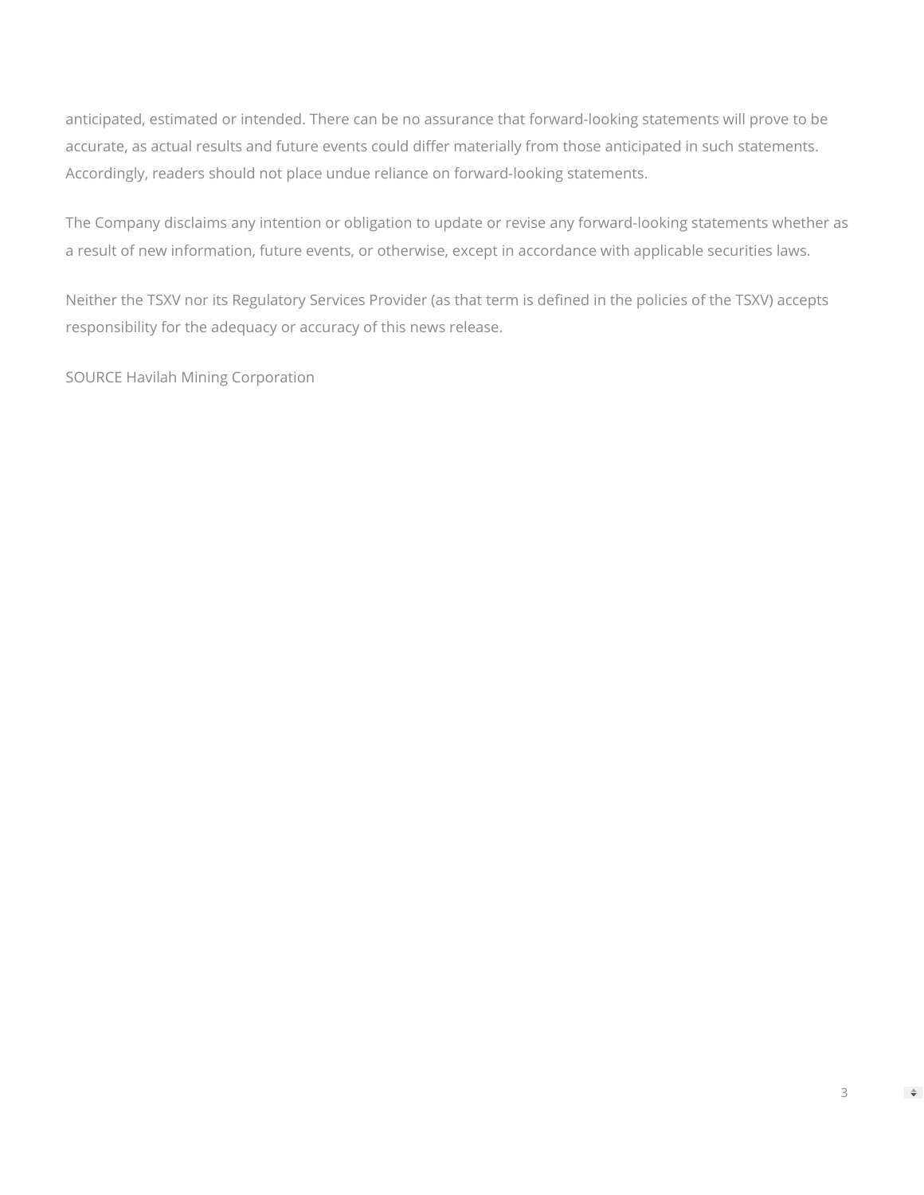anticipated, estimated or intended. There can be no assurance that forward-looking statements will prove to be accurate, as actual results and future events could differ materially from those anticipated in such statements. Accordingly, readers should not place undue reliance on forward-looking statements.

The Company disclaims any intention or obligation to update or revise any forward-looking statements whether as a result of new information, future events, or otherwise, except in accordance with applicable securities laws.

Neither the TSXV nor its Regulatory Services Provider (as that term is defined in the policies of the TSXV) accepts responsibility for the adequacy or accuracy of this news release.

SOURCE Havilah Mining Corporation